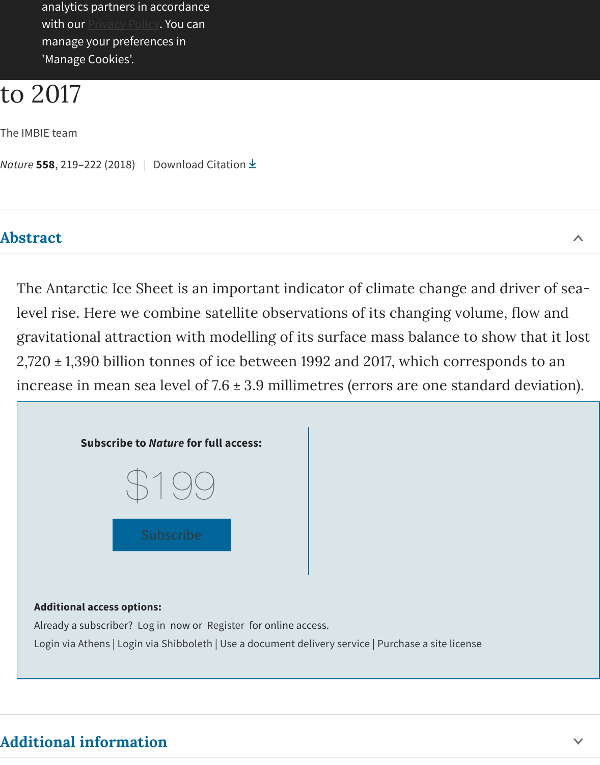to 2017

The IMBIE team

*Nature* **558**, 219–222 (2018) | Download Citation

## Abstract

The Antarctic Ice Sheet is an important indicator of climate change and driver of sea-level rise. Here we combine satellite observations of its changing volume, flow and gravitational attraction with modelling of its surface mass balance to show that it lost 2,720 ± 1,390 billion tonnes of ice between 1992 and 2017, which corresponds to an increase in mean sea level of 7.6 ± 3.9 millimetres (errors are one standard deviation).

**Subscribe to *Nature* for full access:**

$199

Subscribe

**Additional access options:**

Already a subscriber? Log in now or Register for online access.

Login via Athens | Login via Shibboleth | Use a document delivery service | Purchase a site license

## Additional information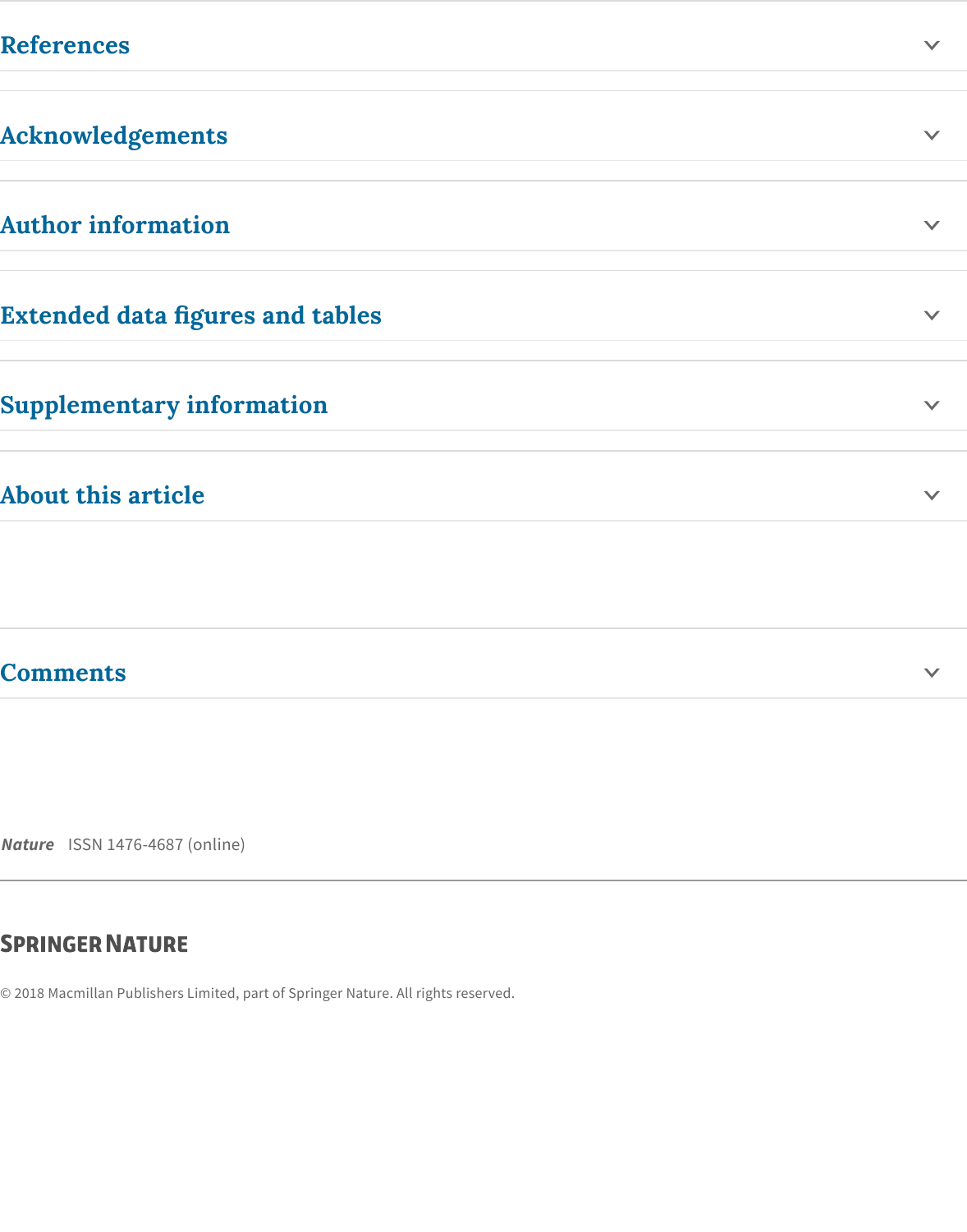## References

## Acknowledgements

## Author information

## Extended data figures and tables

## Supplementary information

## About this article

## Comments

*Nature* ISSN 1476-4687 (online)

SPRINGER NATURE

© 2018 Macmillan Publishers Limited, part of Springer Nature. All rights reserved.